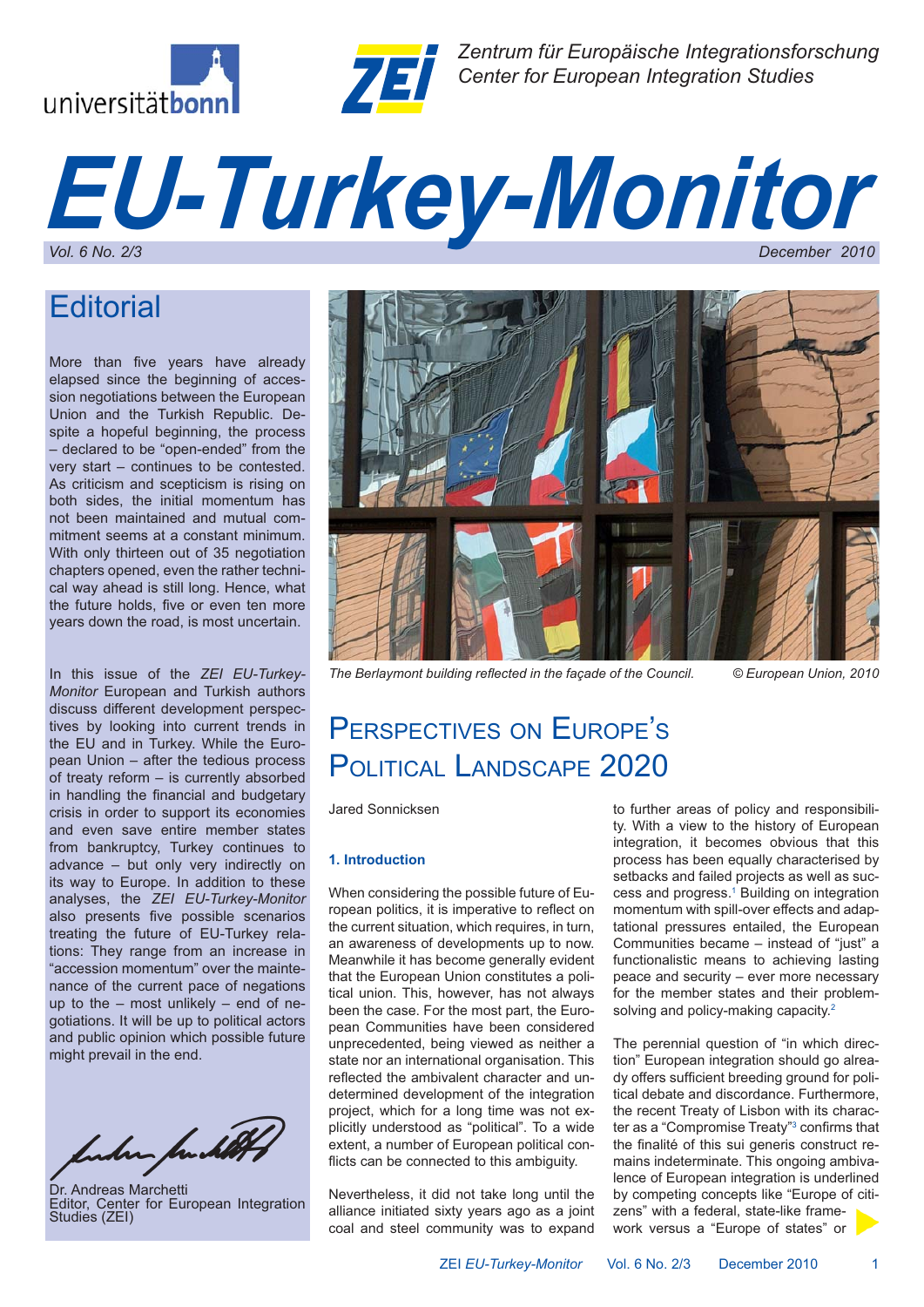Zentrum für Europäische Integrationsforschung
Center for European Integration Studies

# EU-Turkey-Monitor

*Vol. 6 No. 2/3* *December 2010*

## Editorial

More than five years have already elapsed since the beginning of accession negotiations between the European Union and the Turkish Republic. Despite a hopeful beginning, the process – declared to be "open-ended" from the very start – continues to be contested. As criticism and scepticism is rising on both sides, the initial momentum has not been maintained and mutual commitment seems at a constant minimum. With only thirteen out of 35 negotiation chapters opened, even the rather technical way ahead is still long. Hence, what the future holds, five or even ten more years down the road, is most uncertain.

In this issue of the *ZEI EU-Turkey-Monitor* European and Turkish authors discuss different development perspectives by looking into current trends in the EU and in Turkey. While the European Union – after the tedious process of treaty reform – is currently absorbed in handling the financial and budgetary crisis in order to support its economies and even save entire member states from bankruptcy, Turkey continues to advance – but only very indirectly on its way to Europe. In addition to these analyses, the *ZEI EU-Turkey-Monitor* also presents five possible scenarios treating the future of EU-Turkey relations: They range from an increase in "accession momentum" over the maintenance of the current pace of negations up to the – most unlikely – end of negotiations. It will be up to political actors and public opinion which possible future might prevail in the end.

Dr. Andreas Marchetti
Editor, Center for European Integration Studies (ZEI)

*The Berlaymont building reflected in the façade of the Council.* *© European Union, 2010*

## Perspectives on Europe's Political Landscape 2020

Jared Sonnicksen

### 1. Introduction

When considering the possible future of European politics, it is imperative to reflect on the current situation, which requires, in turn, an awareness of developments up to now. Meanwhile it has become generally evident that the European Union constitutes a political union. This, however, has not always been the case. For the most part, the European Communities have been considered unprecedented, being viewed as neither a state nor an international organisation. This reflected the ambivalent character and undetermined development of the integration project, which for a long time was not explicitly understood as "political". To a wide extent, a number of European political conflicts can be connected to this ambiguity.

Nevertheless, it did not take long until the alliance initiated sixty years ago as a joint coal and steel community was to expand to further areas of policy and responsibility. With a view to the history of European integration, it becomes obvious that this process has been equally characterised by setbacks and failed projects as well as success and progress.[1] Building on integration momentum with spill-over effects and adaptational pressures entailed, the European Communities became – instead of "just" a functionalistic means to achieving lasting peace and security – ever more necessary for the member states and their problem-solving and policy-making capacity.[2]

The perennial question of "in which direction" European integration should go already offers sufficient breeding ground for political debate and discordance. Furthermore, the recent Treaty of Lisbon with its character as a "Compromise Treaty"[3] confirms that the finalité of this sui generis construct remains indeterminate. This ongoing ambivalence of European integration is underlined by competing concepts like "Europe of citizens" with a federal, state-like framework versus a "Europe of states" or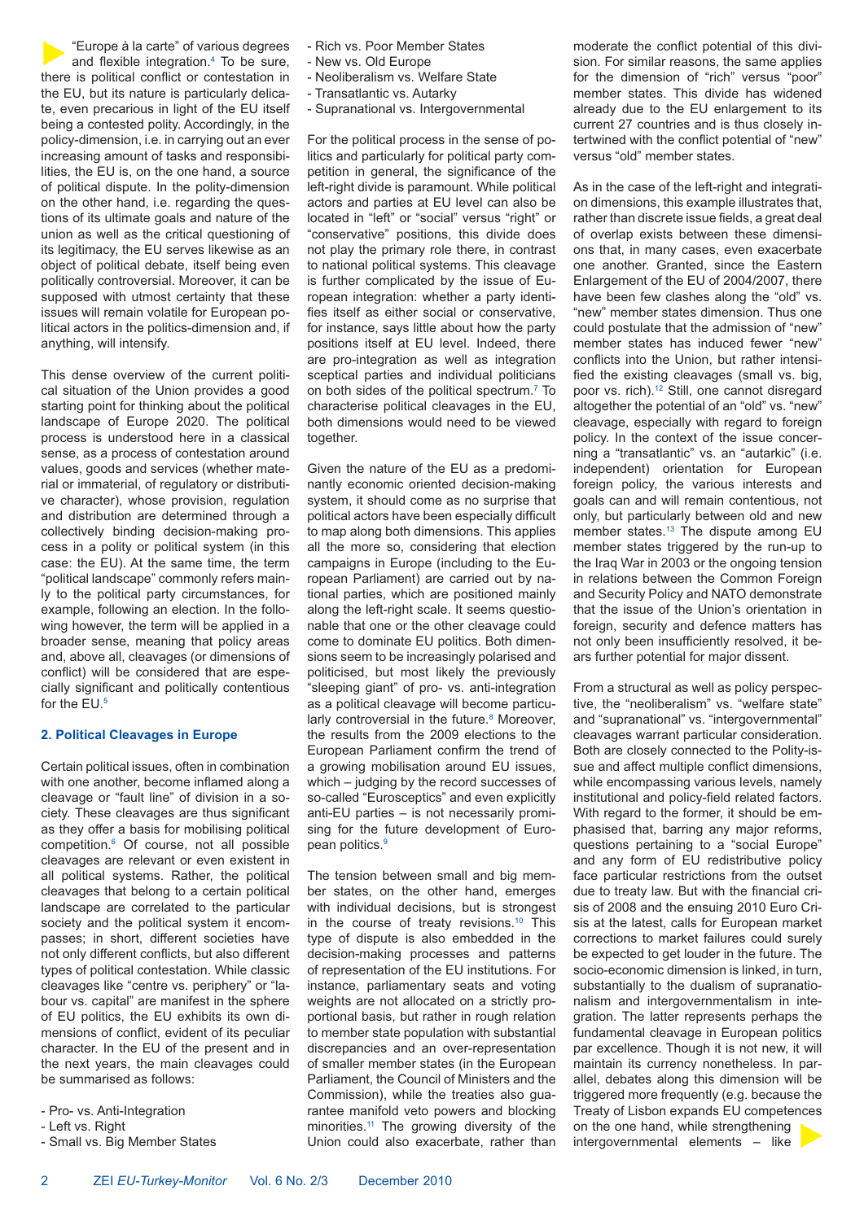"Europe à la carte" of various degrees and flexible integration.[4] To be sure, there is political conflict or contestation in the EU, but its nature is particularly delicate, even precarious in light of the EU itself being a contested polity. Accordingly, in the policy-dimension, i.e. in carrying out an ever increasing amount of tasks and responsibilities, the EU is, on the one hand, a source of political dispute. In the polity-dimension on the other hand, i.e. regarding the questions of its ultimate goals and nature of the union as well as the critical questioning of its legitimacy, the EU serves likewise as an object of political debate, itself being even politically controversial. Moreover, it can be supposed with utmost certainty that these issues will remain volatile for European political actors in the politics-dimension and, if anything, will intensify.

This dense overview of the current political situation of the Union provides a good starting point for thinking about the political landscape of Europe 2020. The political process is understood here in a classical sense, as a process of contestation around values, goods and services (whether material or immaterial, of regulatory or distributive character), whose provision, regulation and distribution are determined through a collectively binding decision-making process in a polity or political system (in this case: the EU). At the same time, the term "political landscape" commonly refers mainly to the political party circumstances, for example, following an election. In the following however, the term will be applied in a broader sense, meaning that policy areas and, above all, cleavages (or dimensions of conflict) will be considered that are especially significant and politically contentious for the EU.[5]

## 2. Political Cleavages in Europe

Certain political issues, often in combination with one another, become inflamed along a cleavage or "fault line" of division in a society. These cleavages are thus significant as they offer a basis for mobilising political competition.[6] Of course, not all possible cleavages are relevant or even existent in all political systems. Rather, the political cleavages that belong to a certain political landscape are correlated to the particular society and the political system it encompasses; in short, different societies have not only different conflicts, but also different types of political contestation. While classic cleavages like "centre vs. periphery" or "labour vs. capital" are manifest in the sphere of EU politics, the EU exhibits its own dimensions of conflict, evident of its peculiar character. In the EU of the present and in the next years, the main cleavages could be summarised as follows:

- Pro- vs. Anti-Integration
- Left vs. Right
- Small vs. Big Member States
- Rich vs. Poor Member States
- New vs. Old Europe
- Neoliberalism vs. Welfare State
- Transatlantic vs. Autarky
- Supranational vs. Intergovernmental

For the political process in the sense of politics and particularly for political party competition in general, the significance of the left-right divide is paramount. While political actors and parties at EU level can also be located in "left" or "social" versus "right" or "conservative" positions, this divide does not play the primary role there, in contrast to national political systems. This cleavage is further complicated by the issue of European integration: whether a party identifies itself as either social or conservative, for instance, says little about how the party positions itself at EU level. Indeed, there are pro-integration as well as integration sceptical parties and individual politicians on both sides of the political spectrum.[7] To characterise political cleavages in the EU, both dimensions would need to be viewed together.

Given the nature of the EU as a predominantly economic oriented decision-making system, it should come as no surprise that political actors have been especially difficult to map along both dimensions. This applies all the more so, considering that election campaigns in Europe (including to the European Parliament) are carried out by national parties, which are positioned mainly along the left-right scale. It seems questionable that one or the other cleavage could come to dominate EU politics. Both dimensions seem to be increasingly polarised and politicised, but most likely the previously "sleeping giant" of pro- vs. anti-integration as a political cleavage will become particularly controversial in the future.[8] Moreover, the results from the 2009 elections to the European Parliament confirm the trend of a growing mobilisation around EU issues, which – judging by the record successes of so-called "Eurosceptics" and even explicitly anti-EU parties – is not necessarily promising for the future development of European politics.[9]

The tension between small and big member states, on the other hand, emerges with individual decisions, but is strongest in the course of treaty revisions.[10] This type of dispute is also embedded in the decision-making processes and patterns of representation of the EU institutions. For instance, parliamentary seats and voting weights are not allocated on a strictly proportional basis, but rather in rough relation to member state population with substantial discrepancies and an over-representation of smaller member states (in the European Parliament, the Council of Ministers and the Commission), while the treaties also guarantee manifold veto powers and blocking minorities.[11] The growing diversity of the Union could also exacerbate, rather than moderate the conflict potential of this division. For similar reasons, the same applies for the dimension of "rich" versus "poor" member states. This divide has widened already due to the EU enlargement to its current 27 countries and is thus closely intertwined with the conflict potential of "new" versus "old" member states.

As in the case of the left-right and integration dimensions, this example illustrates that, rather than discrete issue fields, a great deal of overlap exists between these dimensions that, in many cases, even exacerbate one another. Granted, since the Eastern Enlargement of the EU of 2004/2007, there have been few clashes along the "old" vs. "new" member states dimension. Thus one could postulate that the admission of "new" member states has induced fewer "new" conflicts into the Union, but rather intensified the existing cleavages (small vs. big, poor vs. rich).[12] Still, one cannot disregard altogether the potential of an "old" vs. "new" cleavage, especially with regard to foreign policy. In the context of the issue concerning a "transatlantic" vs. an "autarkic" (i.e. independent) orientation for European foreign policy, the various interests and goals can and will remain contentious, not only, but particularly between old and new member states.[13] The dispute among EU member states triggered by the run-up to the Iraq War in 2003 or the ongoing tension in relations between the Common Foreign and Security Policy and NATO demonstrate that the issue of the Union's orientation in foreign, security and defence matters has not only been insufficiently resolved, it bears further potential for major dissent.

From a structural as well as policy perspective, the "neoliberalism" vs. "welfare state" and "supranational" vs. "intergovernmental" cleavages warrant particular consideration. Both are closely connected to the Polity-issue and affect multiple conflict dimensions, while encompassing various levels, namely institutional and policy-field related factors. With regard to the former, it should be emphasised that, barring any major reforms, questions pertaining to a "social Europe" and any form of EU redistributive policy face particular restrictions from the outset due to treaty law. But with the financial crisis of 2008 and the ensuing 2010 Euro Crisis at the latest, calls for European market corrections to market failures could surely be expected to get louder in the future. The socio-economic dimension is linked, in turn, substantially to the dualism of supranationalism and intergovernmentalism in integration. The latter represents perhaps the fundamental cleavage in European politics par excellence. Though it is not new, it will maintain its currency nonetheless. In parallel, debates along this dimension will be triggered more frequently (e.g. because the Treaty of Lisbon expands EU competences on the one hand, while strengthening intergovernmental elements – like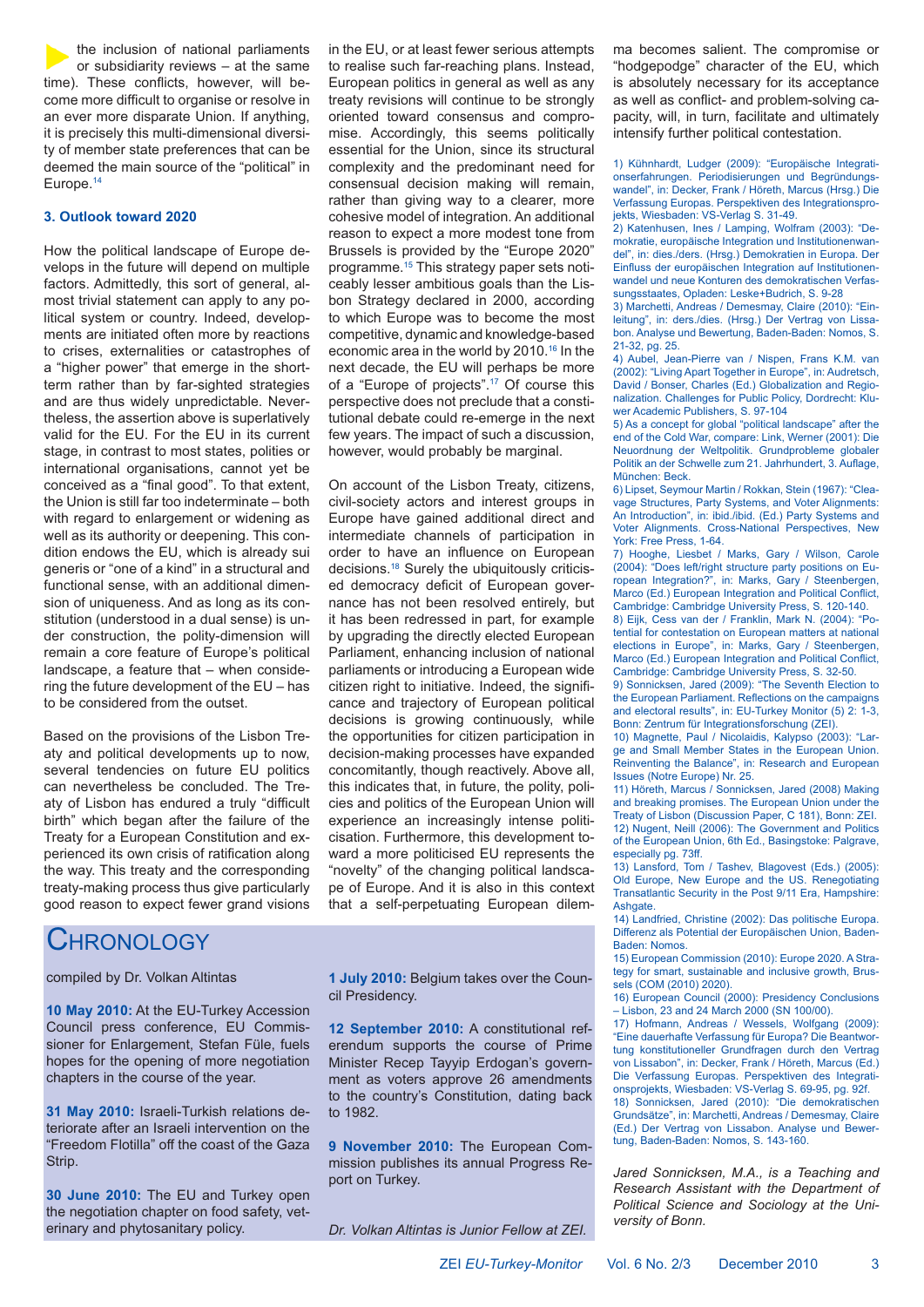the inclusion of national parliaments or subsidiarity reviews – at the same time). These conflicts, however, will become more difficult to organise or resolve in an ever more disparate Union. If anything, it is precisely this multi-dimensional diversity of member state preferences that can be deemed the main source of the "political" in Europe.[14]

### 3. Outlook toward 2020

How the political landscape of Europe develops in the future will depend on multiple factors. Admittedly, this sort of general, almost trivial statement can apply to any political system or country. Indeed, developments are initiated often more by reactions to crises, externalities or catastrophes of a "higher power" that emerge in the short-term rather than by far-sighted strategies and are thus widely unpredictable. Nevertheless, the assertion above is superlatively valid for the EU. For the EU in its current stage, in contrast to most states, polities or international organisations, cannot yet be conceived as a "final good". To that extent, the Union is still far too indeterminate – both with regard to enlargement or widening as well as its authority or deepening. This condition endows the EU, which is already sui generis or "one of a kind" in a structural and functional sense, with an additional dimension of uniqueness. And as long as its constitution (understood in a dual sense) is under construction, the polity-dimension will remain a core feature of Europe's political landscape, a feature that – when considering the future development of the EU – has to be considered from the outset.

Based on the provisions of the Lisbon Treaty and political developments up to now, several tendencies on future EU politics can nevertheless be concluded. The Treaty of Lisbon has endured a truly "difficult birth" which began after the failure of the Treaty for a European Constitution and experienced its own crisis of ratification along the way. This treaty and the corresponding treaty-making process thus give particularly good reason to expect fewer grand visions in the EU, or at least fewer serious attempts to realise such far-reaching plans. Instead, European politics in general as well as any treaty revisions will continue to be strongly oriented toward consensus and compromise. Accordingly, this seems politically essential for the Union, since its structural complexity and the predominant need for consensual decision making will remain, rather than giving way to a clearer, more cohesive model of integration. An additional reason to expect a more modest tone from Brussels is provided by the "Europe 2020" programme.[15] This strategy paper sets noticeably lesser ambitious goals than the Lisbon Strategy declared in 2000, according to which Europe was to become the most competitive, dynamic and knowledge-based economic area in the world by 2010.[16] In the next decade, the EU will perhaps be more of a "Europe of projects".[17] Of course this perspective does not preclude that a constitutional debate could re-emerge in the next few years. The impact of such a discussion, however, would probably be marginal.

On account of the Lisbon Treaty, citizens, civil-society actors and interest groups in Europe have gained additional direct and intermediate channels of participation in order to have an influence on European decisions.[18] Surely the ubiquitously criticised democracy deficit of European governance has not been resolved entirely, but it has been redressed in part, for example by upgrading the directly elected European Parliament, enhancing inclusion of national parliaments or introducing a European wide citizen right to initiative. Indeed, the significance and trajectory of European political decisions is growing continuously, while the opportunities for citizen participation in decision-making processes have expanded concomitantly, though reactively. Above all, this indicates that, in future, the polity, policies and politics of the European Union will experience an increasingly intense politicisation. Furthermore, this development toward a more politicised EU represents the "novelty" of the changing political landscape of Europe. And it is also in this context that a self-perpetuating European dilemma becomes salient. The compromise or "hodgepodge" character of the EU, which is absolutely necessary for its acceptance as well as conflict- and problem-solving capacity, will, in turn, facilitate and ultimately intensify further political contestation.

1) Kühnhardt, Ludger (2009): "Europäische Integrationserfahrungen. Periodisierungen und Begründungswandel", in: Decker, Frank / Höreth, Marcus (Hrsg.) Die Verfassung Europas. Perspektiven des Integrationsprojekts, Wiesbaden: VS-Verlag S. 31-49.
2) Katenhusen, Ines / Lamping, Wolfram (2003): "Demokratie, europäische Integration und Institutionenwandel", in: dies./ders. (Hrsg.) Demokratien in Europa. Der Einfluss der europäischen Integration auf Institutionenwandel und neue Konturen des demokratischen Verfassungsstaates, Opladen: Leske+Budrich, S. 9-28
3) Marchetti, Andreas / Demesmay, Claire (2010): "Einleitung", in: ders./dies. (Hrsg.) Der Vertrag von Lissabon. Analyse und Bewertung, Baden-Baden: Nomos, S. 21-32, pg. 25.
4) Aubel, Jean-Pierre van / Nispen, Frans K.M. van (2002): "Living Apart Together in Europe", in: Audretsch, David / Bonser, Charles (Ed.) Globalization and Regionalization. Challenges for Public Policy, Dordrecht: Kluwer Academic Publishers, S. 97-104
5) As a concept for global "political landscape" after the end of the Cold War, compare: Link, Werner (2001): Die Neuordnung der Weltpolitik. Grundprobleme globaler Politik an der Schwelle zum 21. Jahrhundert, 3. Auflage, München: Beck.
6) Lipset, Seymour Martin / Rokkan, Stein (1967): "Cleavage Structures, Party Systems, and Voter Alignments: An Introduction", in: ibid./ibid. (Ed.) Party Systems and Voter Alignments. Cross-National Perspectives, New York: Free Press, 1-64.
7) Hooghe, Liesbet / Marks, Gary / Wilson, Carole (2004): "Does left/right structure party positions on European Integration?", in: Marks, Gary / Steenbergen, Marco (Ed.) European Integration and Political Conflict, Cambridge: Cambridge University Press, S. 120-140.
8) Eijk, Cess van der / Franklin, Mark N. (2004): "Potential for contestation on European matters at national elections in Europe", in: Marks, Gary / Steenbergen, Marco (Ed.) European Integration and Political Conflict, Cambridge: Cambridge University Press, S. 32-50.
9) Sonnicksen, Jared (2009): "The Seventh Election to the European Parliament. Reflections on the campaigns and electoral results", in: EU-Turkey Monitor (5) 2: 1-3, Bonn: Zentrum für Integrationsforschung (ZEI).
10) Magnette, Paul / Nicolaidis, Kalypso (2003): "Large and Small Member States in the European Union. Reinventing the Balance", in: Research and European Issues (Notre Europe) Nr. 25.
11) Höreth, Marcus / Sonnicksen, Jared (2008) Making and breaking promises. The European Union under the Treaty of Lisbon (Discussion Paper, C 181), Bonn: ZEI.
12) Nugent, Neill (2006): The Government and Politics of the European Union, 6th Ed., Basingstoke: Palgrave, especially pg. 73ff.
13) Lansford, Tom / Tashev, Blagovest (Eds.) (2005): Old Europe, New Europe and the US. Renegotiating Transatlantic Security in the Post 9/11 Era, Hampshire: Ashgate.
14) Landfried, Christine (2002): Das politische Europa. Differenz als Potential der Europäischen Union, Baden-Baden: Nomos.
15) European Commission (2010): Europe 2020. A Strategy for smart, sustainable and inclusive growth, Brussels (COM (2010) 2020).
16) European Council (2000): Presidency Conclusions – Lisbon, 23 and 24 March 2000 (SN 100/00).
17) Hofmann, Andreas / Wessels, Wolfgang (2009): "Eine dauerhafte Verfassung für Europa? Die Beantwortung konstitutioneller Grundfragen durch den Vertrag von Lissabon", in: Decker, Frank / Höreth, Marcus (Ed.) Die Verfassung Europas. Perspektiven des Integrationsprojekts, Wiesbaden: VS-Verlag S. 69-95, pg. 92f.
18) Sonnicksen, Jared (2010): "Die demokratischen Grundsätze", in: Marchetti, Andreas / Demesmay, Claire (Ed.) Der Vertrag von Lissabon. Analyse und Bewertung, Baden-Baden: Nomos, S. 143-160.

*Jared Sonnicksen, M.A., is a Teaching and Research Assistant with the Department of Political Science and Sociology at the University of Bonn.*

## Chronology

compiled by Dr. Volkan Altintas

**10 May 2010:** At the EU-Turkey Accession Council press conference, EU Commissioner for Enlargement, Stefan Füle, fuels hopes for the opening of more negotiation chapters in the course of the year.

**31 May 2010:** Israeli-Turkish relations deteriorate after an Israeli intervention on the "Freedom Flotilla" off the coast of the Gaza Strip.

**30 June 2010:** The EU and Turkey open the negotiation chapter on food safety, veterinary and phytosanitary policy.

**1 July 2010:** Belgium takes over the Council Presidency.

**12 September 2010:** A constitutional referendum supports the course of Prime Minister Recep Tayyip Erdogan's government as voters approve 26 amendments to the country's Constitution, dating back to 1982.

**9 November 2010:** The European Commission publishes its annual Progress Report on Turkey.

*Dr. Volkan Altintas is Junior Fellow at ZEI.*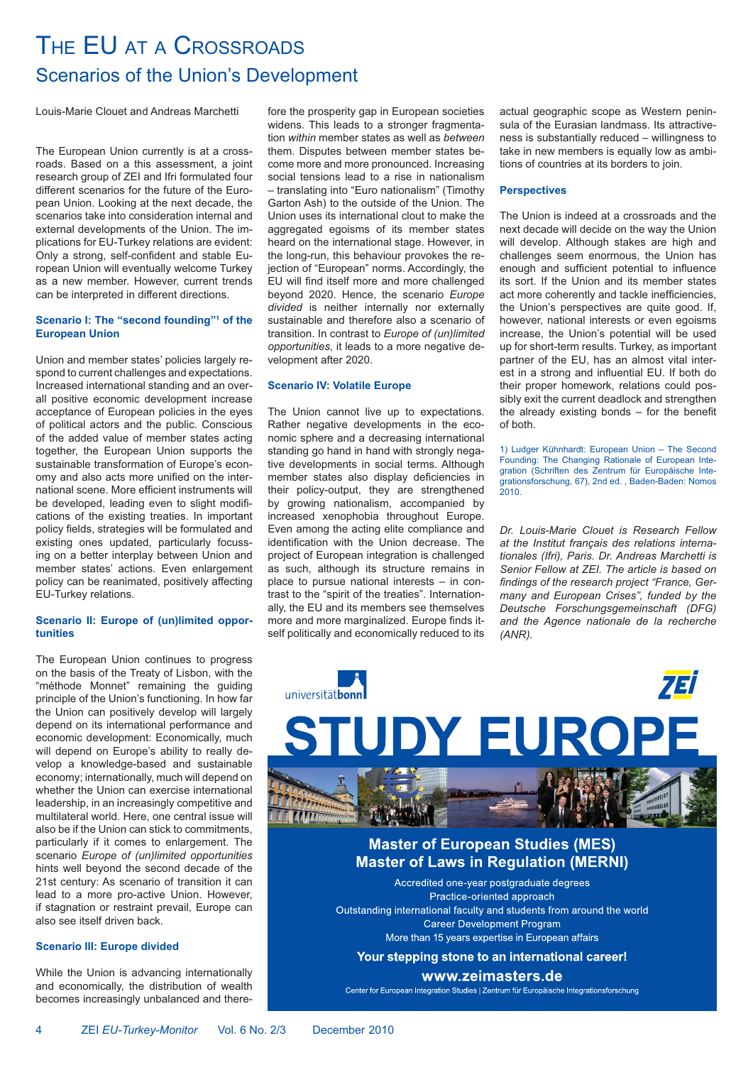# The EU at a Crossroads

## Scenarios of the Union's Development

Louis-Marie Clouet and Andreas Marchetti

The European Union currently is at a crossroads. Based on a this assessment, a joint research group of ZEI and Ifri formulated four different scenarios for the future of the European Union. Looking at the next decade, the scenarios take into consideration internal and external developments of the Union. The implications for EU-Turkey relations are evident: Only a strong, self-confident and stable European Union will eventually welcome Turkey as a new member. However, current trends can be interpreted in different directions.

### Scenario I: The "second founding"[1] of the European Union

Union and member states' policies largely respond to current challenges and expectations. Increased international standing and an overall positive economic development increase acceptance of European policies in the eyes of political actors and the public. Conscious of the added value of member states acting together, the European Union supports the sustainable transformation of Europe's economy and also acts more unified on the international scene. More efficient instruments will be developed, leading even to slight modifications of the existing treaties. In important policy fields, strategies will be formulated and existing ones updated, particularly focussing on a better interplay between Union and member states' actions. Even enlargement policy can be reanimated, positively affecting EU-Turkey relations.

### Scenario II: Europe of (un)limited opportunities

The European Union continues to progress on the basis of the Treaty of Lisbon, with the "méthode Monnet" remaining the guiding principle of the Union's functioning. In how far the Union can positively develop will largely depend on its international performance and economic development: Economically, much will depend on Europe's ability to really develop a knowledge-based and sustainable economy; internationally, much will depend on whether the Union can exercise international leadership, in an increasingly competitive and multilateral world. Here, one central issue will also be if the Union can stick to commitments, particularly if it comes to enlargement. The scenario *Europe of (un)limited opportunities* hints well beyond the second decade of the 21st century: As scenario of transition it can lead to a more pro-active Union. However, if stagnation or restraint prevail, Europe can also see itself driven back.

### Scenario III: Europe divided

While the Union is advancing internationally and economically, the distribution of wealth becomes increasingly unbalanced and therefore the prosperity gap in European societies widens. This leads to a stronger fragmentation *within* member states as well as *between* them. Disputes between member states become more and more pronounced. Increasing social tensions lead to a rise in nationalism – translating into "Euro nationalism" (Timothy Garton Ash) to the outside of the Union. The Union uses its international clout to make the aggregated egoisms of its member states heard on the international stage. However, in the long-run, this behaviour provokes the rejection of "European" norms. Accordingly, the EU will find itself more and more challenged beyond 2020. Hence, the scenario *Europe divided* is neither internally nor externally sustainable and therefore also a scenario of transition. In contrast to *Europe of (un)limited opportunities*, it leads to a more negative development after 2020.

### Scenario IV: Volatile Europe

The Union cannot live up to expectations. Rather negative developments in the economic sphere and a decreasing international standing go hand in hand with strongly negative developments in social terms. Although member states also display deficiencies in their policy-output, they are strengthened by growing nationalism, accompanied by increased xenophobia throughout Europe. Even among the acting elite compliance and identification with the Union decrease. The project of European integration is challenged as such, although its structure remains in place to pursue national interests – in contrast to the "spirit of the treaties". Internationally, the EU and its members see themselves more and more marginalized. Europe finds itself politically and economically reduced to its actual geographic scope as Western peninsula of the Eurasian landmass. Its attractiveness is substantially reduced – willingness to take in new members is equally low as ambitions of countries at its borders to join.

### Perspectives

The Union is indeed at a crossroads and the next decade will decide on the way the Union will develop. Although stakes are high and challenges seem enormous, the Union has enough and sufficient potential to influence its sort. If the Union and its member states act more coherently and tackle inefficiencies, the Union's perspectives are quite good. If, however, national interests or even egoisms increase, the Union's potential will be used up for short-term results. Turkey, as important partner of the EU, has an almost vital interest in a strong and influential EU. If both do their proper homework, relations could possibly exit the current deadlock and strengthen the already existing bonds – for the benefit of both.

1) Ludger Kühnhardt: European Union – The Second Founding: The Changing Rationale of European Integration (Schriften des Zentrum für Europäische Integrationsforschung, 67), 2nd ed. , Baden-Baden: Nomos 2010.

*Dr. Louis-Marie Clouet is Research Fellow at the Institut français des relations internationales (Ifri), Paris. Dr. Andreas Marchetti is Senior Fellow at ZEI. The article is based on findings of the research project "France, Germany and European Crises", funded by the Deutsche Forschungsgemeinschaft (DFG) and the Agence nationale de la recherche (ANR).*

universitätbonn ZEI

**STUDY EUROPE**

**Master of European Studies (MES)**
**Master of Laws in Regulation (MERNI)**

Accredited one-year postgraduate degrees
Practice-oriented approach
Outstanding international faculty and students from around the world
Career Development Program
More than 15 years expertise in European affairs

**Your stepping stone to an international career!**

**www.zeimasters.de**

Center for European Integration Studies | Zentrum für Europäische Integrationsforschung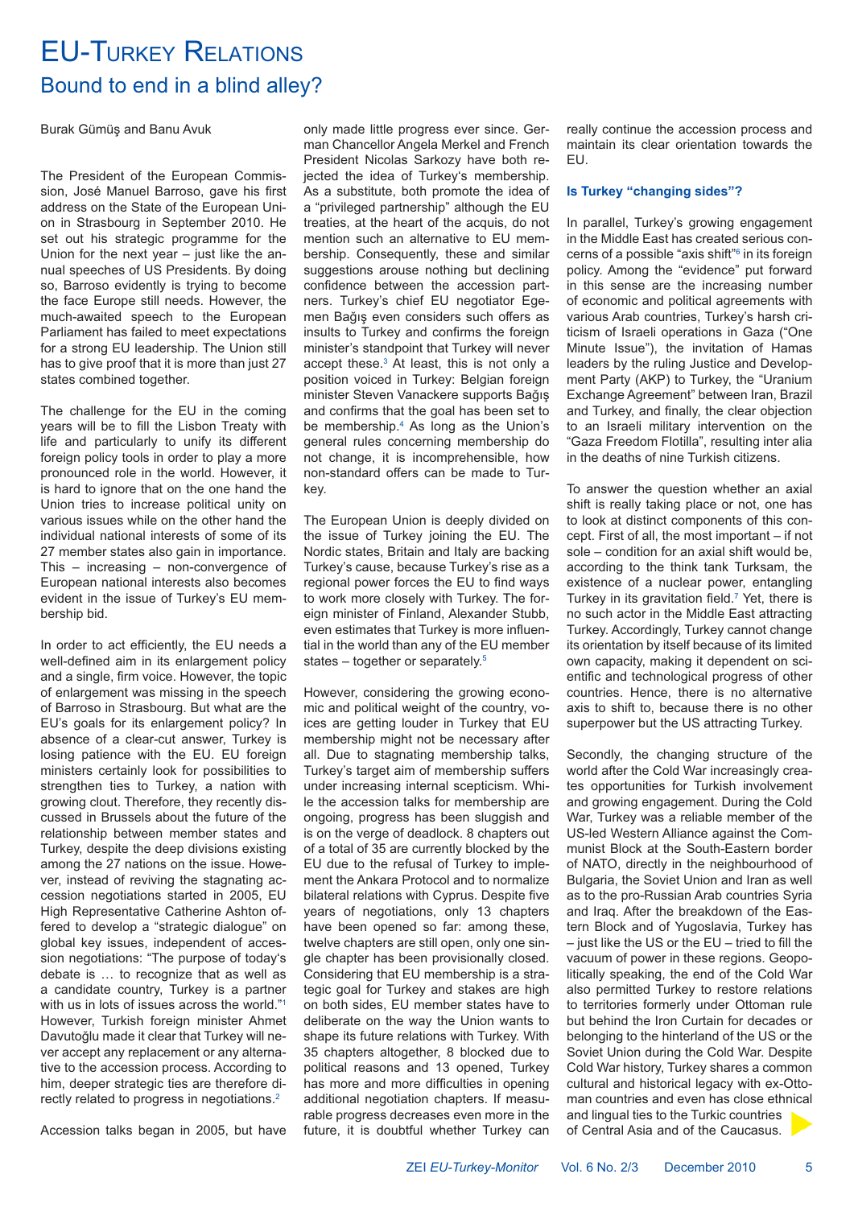# EU-Turkey Relations

## Bound to end in a blind alley?

Burak Gümüş and Banu Avuk

The President of the European Commission, José Manuel Barroso, gave his first address on the State of the European Union in Strasbourg in September 2010. He set out his strategic programme for the Union for the next year – just like the annual speeches of US Presidents. By doing so, Barroso evidently is trying to become the face Europe still needs. However, the much-awaited speech to the European Parliament has failed to meet expectations for a strong EU leadership. The Union still has to give proof that it is more than just 27 states combined together.

The challenge for the EU in the coming years will be to fill the Lisbon Treaty with life and particularly to unify its different foreign policy tools in order to play a more pronounced role in the world. However, it is hard to ignore that on the one hand the Union tries to increase political unity on various issues while on the other hand the individual national interests of some of its 27 member states also gain in importance. This – increasing – non-convergence of European national interests also becomes evident in the issue of Turkey's EU membership bid.

In order to act efficiently, the EU needs a well-defined aim in its enlargement policy and a single, firm voice. However, the topic of enlargement was missing in the speech of Barroso in Strasbourg. But what are the EU's goals for its enlargement policy? In absence of a clear-cut answer, Turkey is losing patience with the EU. EU foreign ministers certainly look for possibilities to strengthen ties to Turkey, a nation with growing clout. Therefore, they recently discussed in Brussels about the future of the relationship between member states and Turkey, despite the deep divisions existing among the 27 nations on the issue. However, instead of reviving the stagnating accession negotiations started in 2005, EU High Representative Catherine Ashton offered to develop a "strategic dialogue" on global key issues, independent of accession negotiations: "The purpose of today's debate is … to recognize that as well as a candidate country, Turkey is a partner with us in lots of issues across the world."[1] However, Turkish foreign minister Ahmet Davutoğlu made it clear that Turkey will never accept any replacement or any alternative to the accession process. According to him, deeper strategic ties are therefore directly related to progress in negotiations.[2]

Accession talks began in 2005, but have only made little progress ever since. German Chancellor Angela Merkel and French President Nicolas Sarkozy have both rejected the idea of Turkey's membership. As a substitute, both promote the idea of a "privileged partnership" although the EU treaties, at the heart of the acquis, do not mention such an alternative to EU membership. Consequently, these and similar suggestions arouse nothing but declining confidence between the accession partners. Turkey's chief EU negotiator Egemen Bağış even considers such offers as insults to Turkey and confirms the foreign minister's standpoint that Turkey will never accept these.[3] At least, this is not only a position voiced in Turkey: Belgian foreign minister Steven Vanackere supports Bağış and confirms that the goal has been set to be membership.[4] As long as the Union's general rules concerning membership do not change, it is incomprehensible, how non-standard offers can be made to Turkey.

The European Union is deeply divided on the issue of Turkey joining the EU. The Nordic states, Britain and Italy are backing Turkey's cause, because Turkey's rise as a regional power forces the EU to find ways to work more closely with Turkey. The foreign minister of Finland, Alexander Stubb, even estimates that Turkey is more influential in the world than any of the EU member states – together or separately.[5]

However, considering the growing economic and political weight of the country, voices are getting louder in Turkey that EU membership might not be necessary after all. Due to stagnating membership talks, Turkey's target aim of membership suffers under increasing internal scepticism. While the accession talks for membership are ongoing, progress has been sluggish and is on the verge of deadlock. 8 chapters out of a total of 35 are currently blocked by the EU due to the refusal of Turkey to implement the Ankara Protocol and to normalize bilateral relations with Cyprus. Despite five years of negotiations, only 13 chapters have been opened so far: among these, twelve chapters are still open, only one single chapter has been provisionally closed. Considering that EU membership is a strategic goal for Turkey and stakes are high on both sides, EU member states have to deliberate on the way the Union wants to shape its future relations with Turkey. With 35 chapters altogether, 8 blocked due to political reasons and 13 opened, Turkey has more and more difficulties in opening additional negotiation chapters. If measurable progress decreases even more in the future, it is doubtful whether Turkey can really continue the accession process and maintain its clear orientation towards the EU.

### Is Turkey "changing sides"?

In parallel, Turkey's growing engagement in the Middle East has created serious concerns of a possible "axis shift"[6] in its foreign policy. Among the "evidence" put forward in this sense are the increasing number of economic and political agreements with various Arab countries, Turkey's harsh criticism of Israeli operations in Gaza ("One Minute Issue"), the invitation of Hamas leaders by the ruling Justice and Development Party (AKP) to Turkey, the "Uranium Exchange Agreement" between Iran, Brazil and Turkey, and finally, the clear objection to an Israeli military intervention on the "Gaza Freedom Flotilla", resulting inter alia in the deaths of nine Turkish citizens.

To answer the question whether an axial shift is really taking place or not, one has to look at distinct components of this concept. First of all, the most important – if not sole – condition for an axial shift would be, according to the think tank Turksam, the existence of a nuclear power, entangling Turkey in its gravitation field.[7] Yet, there is no such actor in the Middle East attracting Turkey. Accordingly, Turkey cannot change its orientation by itself because of its limited own capacity, making it dependent on scientific and technological progress of other countries. Hence, there is no alternative axis to shift to, because there is no other superpower but the US attracting Turkey.

Secondly, the changing structure of the world after the Cold War increasingly creates opportunities for Turkish involvement and growing engagement. During the Cold War, Turkey was a reliable member of the US-led Western Alliance against the Communist Block at the South-Eastern border of NATO, directly in the neighbourhood of Bulgaria, the Soviet Union and Iran as well as to the pro-Russian Arab countries Syria and Iraq. After the breakdown of the Eastern Block and of Yugoslavia, Turkey has – just like the US or the EU – tried to fill the vacuum of power in these regions. Geopolitically speaking, the end of the Cold War also permitted Turkey to restore relations to territories formerly under Ottoman rule but behind the Iron Curtain for decades or belonging to the hinterland of the US or the Soviet Union during the Cold War. Despite Cold War history, Turkey shares a common cultural and historical legacy with ex-Ottoman countries and even has close ethnical and lingual ties to the Turkic countries of Central Asia and of the Caucasus.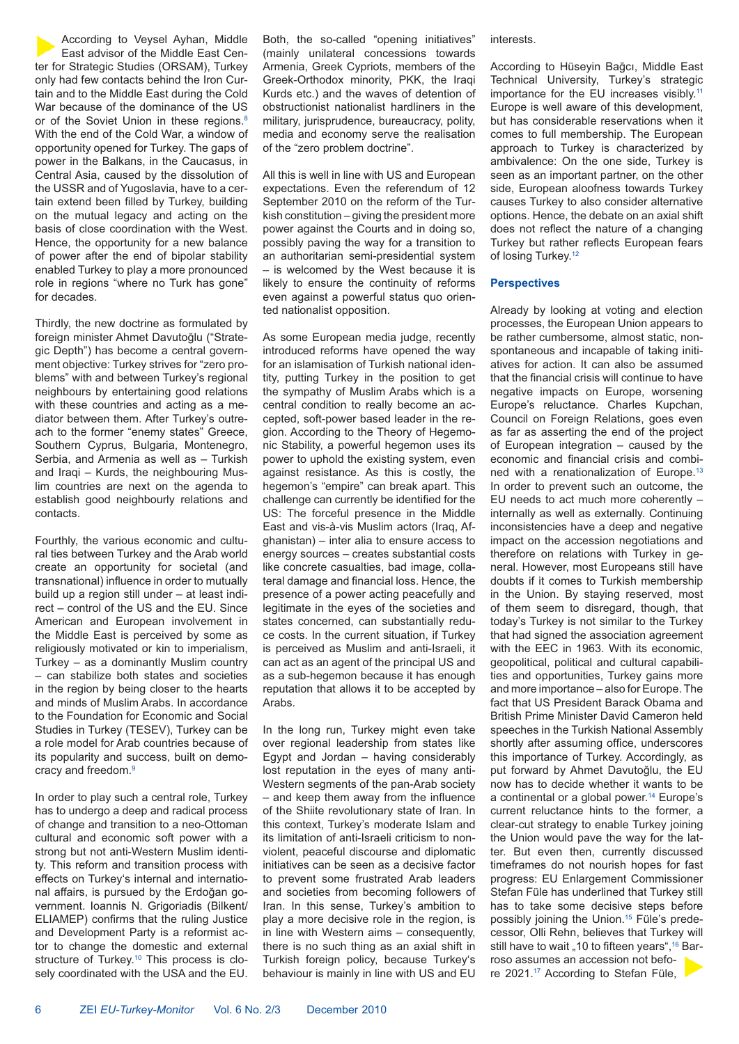According to Veysel Ayhan, Middle East advisor of the Middle East Center for Strategic Studies (ORSAM), Turkey only had few contacts behind the Iron Curtain and to the Middle East during the Cold War because of the dominance of the US or of the Soviet Union in these regions.[8] With the end of the Cold War, a window of opportunity opened for Turkey. The gaps of power in the Balkans, in the Caucasus, in Central Asia, caused by the dissolution of the USSR and of Yugoslavia, have to a certain extend been filled by Turkey, building on the mutual legacy and acting on the basis of close coordination with the West. Hence, the opportunity for a new balance of power after the end of bipolar stability enabled Turkey to play a more pronounced role in regions "where no Turk has gone" for decades.

Thirdly, the new doctrine as formulated by foreign minister Ahmet Davutoğlu ("Strategic Depth") has become a central government objective: Turkey strives for "zero problems" with and between Turkey's regional neighbours by entertaining good relations with these countries and acting as a mediator between them. After Turkey's outreach to the former "enemy states" Greece, Southern Cyprus, Bulgaria, Montenegro, Serbia, and Armenia as well as – Turkish and Iraqi – Kurds, the neighbouring Muslim countries are next on the agenda to establish good neighbourly relations and contacts.

Fourthly, the various economic and cultural ties between Turkey and the Arab world create an opportunity for societal (and transnational) influence in order to mutually build up a region still under – at least indirect – control of the US and the EU. Since American and European involvement in the Middle East is perceived by some as religiously motivated or kin to imperialism, Turkey – as a dominantly Muslim country – can stabilize both states and societies in the region by being closer to the hearts and minds of Muslim Arabs. In accordance to the Foundation for Economic and Social Studies in Turkey (TESEV), Turkey can be a role model for Arab countries because of its popularity and success, built on democracy and freedom.[9]

In order to play such a central role, Turkey has to undergo a deep and radical process of change and transition to a neo-Ottoman cultural and economic soft power with a strong but not anti-Western Muslim identity. This reform and transition process with effects on Turkey's internal and international affairs, is pursued by the Erdoğan government. Ioannis N. Grigoriadis (Bilkent/ELIAMEP) confirms that the ruling Justice and Development Party is a reformist actor to change the domestic and external structure of Turkey.[10] This process is closely coordinated with the USA and the EU. Both, the so-called "opening initiatives" (mainly unilateral concessions towards Armenia, Greek Cypriots, members of the Greek-Orthodox minority, PKK, the Iraqi Kurds etc.) and the waves of detention of obstructionist nationalist hardliners in the military, jurisprudence, bureaucracy, polity, media and economy serve the realisation of the "zero problem doctrine".

All this is well in line with US and European expectations. Even the referendum of 12 September 2010 on the reform of the Turkish constitution – giving the president more power against the Courts and in doing so, possibly paving the way for a transition to an authoritarian semi-presidential system – is welcomed by the West because it is likely to ensure the continuity of reforms even against a powerful status quo oriented nationalist opposition.

As some European media judge, recently introduced reforms have opened the way for an islamisation of Turkish national identity, putting Turkey in the position to get the sympathy of Muslim Arabs which is a central condition to really become an accepted, soft-power based leader in the region. According to the Theory of Hegemonic Stability, a powerful hegemon uses its power to uphold the existing system, even against resistance. As this is costly, the hegemon's "empire" can break apart. This challenge can currently be identified for the US: The forceful presence in the Middle East and vis-à-vis Muslim actors (Iraq, Afghanistan) – inter alia to ensure access to energy sources – creates substantial costs like concrete casualties, bad image, collateral damage and financial loss. Hence, the presence of a power acting peacefully and legitimate in the eyes of the societies and states concerned, can substantially reduce costs. In the current situation, if Turkey is perceived as Muslim and anti-Israeli, it can act as an agent of the principal US and as a sub-hegemon because it has enough reputation that allows it to be accepted by Arabs.

In the long run, Turkey might even take over regional leadership from states like Egypt and Jordan – having considerably lost reputation in the eyes of many anti-Western segments of the pan-Arab society – and keep them away from the influence of the Shiite revolutionary state of Iran. In this context, Turkey's moderate Islam and its limitation of anti-Israeli criticism to non-violent, peaceful discourse and diplomatic initiatives can be seen as a decisive factor to prevent some frustrated Arab leaders and societies from becoming followers of Iran. In this sense, Turkey's ambition to play a more decisive role in the region, is in line with Western aims – consequently, there is no such thing as an axial shift in Turkish foreign policy, because Turkey's behaviour is mainly in line with US and EU interests.

According to Hüseyin Bağcı, Middle East Technical University, Turkey's strategic importance for the EU increases visibly.[11] Europe is well aware of this development, but has considerable reservations when it comes to full membership. The European approach to Turkey is characterized by ambivalence: On the one side, Turkey is seen as an important partner, on the other side, European aloofness towards Turkey causes Turkey to also consider alternative options. Hence, the debate on an axial shift does not reflect the nature of a changing Turkey but rather reflects European fears of losing Turkey.[12]

## Perspectives

Already by looking at voting and election processes, the European Union appears to be rather cumbersome, almost static, non-spontaneous and incapable of taking initiatives for action. It can also be assumed that the financial crisis will continue to have negative impacts on Europe, worsening Europe's reluctance. Charles Kupchan, Council on Foreign Relations, goes even as far as asserting the end of the project of European integration – caused by the economic and financial crisis and combined with a renationalization of Europe.[13] In order to prevent such an outcome, the EU needs to act much more coherently – internally as well as externally. Continuing inconsistencies have a deep and negative impact on the accession negotiations and therefore on relations with Turkey in general. However, most Europeans still have doubts if it comes to Turkish membership in the Union. By staying reserved, most of them seem to disregard, though, that today's Turkey is not similar to the Turkey that had signed the association agreement with the EEC in 1963. With its economic, geopolitical, political and cultural capabilities and opportunities, Turkey gains more and more importance – also for Europe. The fact that US President Barack Obama and British Prime Minister David Cameron held speeches in the Turkish National Assembly shortly after assuming office, underscores this importance of Turkey. Accordingly, as put forward by Ahmet Davutoğlu, the EU now has to decide whether it wants to be a continental or a global power.[14] Europe's current reluctance hints to the former, a clear-cut strategy to enable Turkey joining the Union would pave the way for the latter. But even then, currently discussed timeframes do not nourish hopes for fast progress: EU Enlargement Commissioner Stefan Füle has underlined that Turkey still has to take some decisive steps before possibly joining the Union.[15] Füle's predecessor, Olli Rehn, believes that Turkey will still have to wait „10 to fifteen years",[16] Barroso assumes an accession not before 2021.[17] According to Stefan Füle,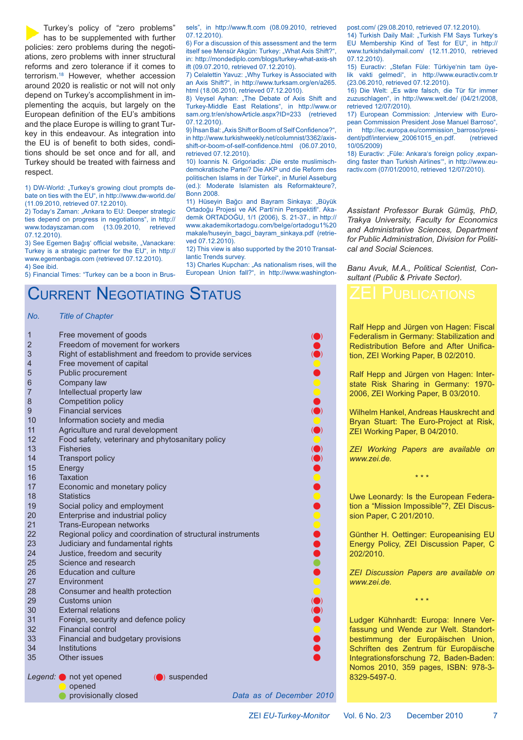Turkey's policy of "zero problems" has to be supplemented with further policies: zero problems during the negotiations, zero problems with inner structural reforms and zero tolerance if it comes to terrorism.[18] However, whether accession around 2020 is realistic or not will not only depend on Turkey's accomplishment in implementing the acquis, but largely on the European definition of the EU's ambitions and the place Europe is willing to grant Turkey in this endeavour. As integration into the EU is of benefit to both sides, conditions should be set once and for all, and Turkey should be treated with fairness and respect.

1) DW-World: „Turkey's growing clout prompts debate on ties with the EU", in http://www.dw-world.de/ (11.09.2010, retrieved 07.12.2010).
2) Today's Zaman: „Ankara to EU: Deeper strategic ties depend on progress in negotiations", in http://www.todayszaman.com (13.09.2010, retrieved 07.12.2010).
3) See Egemen Bağış' official website, „Vanackare: Turkey is a strategic partner for the EU", in http://www.egemenbagis.com (retrieved 07.12.2010).
4) See ibid.
5) Financial Times: "Turkey can be a boon in Brussels", in http://www.ft.com (08.09.2010, retrieved 07.12.2010).
6) For a discussion of this assessment and the term itself see Mensür Akgün: Turkey: „What Axis Shift?", in: http://mondediplo.com/blogs/turkey-what-axis-shift (09.07.2010, retrieved 07.12.2010).
7) Celalettin Yavuz: „Why Turkey is Associated with an Axis Shift?", in http://www.turksam.org/en/a265.html (18.06.2010, retrieved 07.12.2010).
8) Veysel Ayhan: „The Debate of Axis Shift and Turkey-Middle East Relations", in http://www.orsam.org.tr/en/showArticle.aspx?ID=233 (retrieved 07.12.2010).
9) İhsan Bal: „Axis Shift or Boom of Self Confidence?", in http://www.turkishweekly.net/columnist/3362/axis-shift-or-boom-of-self-confidence.html (06.07.2010, retrieved 07.12.2010).
10) Ioannis N. Grigoriadis: „Die erste muslimisch-demokratische Partei? Die AKP und die Reform des politischen Islams in der Türkei", in Muriel Asseburg (ed.): Moderate Islamisten als Reformakteure?, Bonn 2008.
11) Hüseyin Bağcı and Bayram Sinkaya: „Büyük Ortadoğu Projesi ve AK Parti'nin Perspektifi". Akademik ORTADOĞU, 1/1 (2006), S. 21-37., in http://www.akademikortadogu.com/belge/ortadogu1%20makale/huseyin_bagci_bayram_sinkaya.pdf (retrieved 07.12.2010).
12) This view is also supported by the 2010 Transatlantic Trends survey.
13) Charles Kupchan: „As nationalism rises, will the European Union fall?", in http://www.washingtonpost.com/ (29.08.2010, retrieved 07.12.2010).
14) Turkish Daily Mail: „Turkish FM Says Turkey's EU Membership Kind of Test for EU", in http://www.turkishdailymail.com/ (12.11.2010, retrieved 07.12.2010).
15) Euractiv: „Stefan Füle: Türkiye'nin tam üyelik vakti gelmedi", in http://www.euractiv.com.tr (23.06.2010, retrieved 07.12.2010).
16) Die Welt: „Es wäre falsch, die Tür für immer zuzuschlagen", in http://www.welt.de/ (04/21/2008, retrieved 12/07/2010).
17) European Commission: „Interview with European Commission President Jose Manuel Barroso", in http://ec.europa.eu/commission_barroso/president/pdf/interview_20061015_en.pdf. (retrieved 10/05/2009)
18) Euractiv: „Füle: Ankara's foreign policy ‚expanding faster than Turkish Airlines'", in http://www.euractiv.com (07/01/20010, retrieved 12/07/2010).

*Assistant Professor Burak Gümüş, PhD, Trakya University, Faculty for Economics and Administrative Sciences, Department for Public Administration, Division for Political and Social Sciences.*

*Banu Avuk, M.A., Political Scientist, Consultant (Public & Private Sector).*

## Current Negotiating Status

| *No.* | *Title of Chapter* | Status |
|---|---|---|
| 1 | Free movement of goods | (●) suspended |
| 2 | Freedom of movement for workers | ● not yet opened |
| 3 | Right of establishment and freedom to provide services | (●) suspended |
| 4 | Free movement of capital | ● opened |
| 5 | Public procurement | ● not yet opened |
| 6 | Company law | ● opened |
| 7 | Intellectual property law | ● opened |
| 8 | Competition policy | ● not yet opened |
| 9 | Financial services | (●) suspended |
| 10 | Information society and media | ● opened |
| 11 | Agriculture and rural development | (●) suspended |
| 12 | Food safety, veterinary and phytosanitary policy | ● opened |
| 13 | Fisheries | (●) suspended |
| 14 | Transport policy | (●) suspended |
| 15 | Energy | ● not yet opened |
| 16 | Taxation | ● opened |
| 17 | Economic and monetary policy | ● not yet opened |
| 18 | Statistics | ● opened |
| 19 | Social policy and employment | ● not yet opened |
| 20 | Enterprise and industrial policy | ● opened |
| 21 | Trans-European networks | ● opened |
| 22 | Regional policy and coordination of structural instruments | ● not yet opened |
| 23 | Judiciary and fundamental rights | ● not yet opened |
| 24 | Justice, freedom and security | ● not yet opened |
| 25 | Science and research | ● provisionally closed |
| 26 | Education and culture | ● not yet opened |
| 27 | Environment | ● opened |
| 28 | Consumer and health protection | ● opened |
| 29 | Customs union | (●) suspended |
| 30 | External relations | (●) suspended |
| 31 | Foreign, security and defence policy | ● not yet opened |
| 32 | Financial control | ● opened |
| 33 | Financial and budgetary provisions | ● not yet opened |
| 34 | Institutions | ● not yet opened |
| 35 | Other issues | ● not yet opened |

*Legend:* ● (red) not yet opened; ● (yellow) opened; ● (green) provisionally closed; (●) suspended

*Data as of December 2010*

## ZEI Publications

Ralf Hepp and Jürgen von Hagen: Fiscal Federalism in Germany: Stabilization and Redistribution Before and After Unification, ZEI Working Paper, B 02/2010.

Ralf Hepp and Jürgen von Hagen: Interstate Risk Sharing in Germany: 1970-2006, ZEI Working Paper, B 03/2010.

Wilhelm Hankel, Andreas Hauskrecht and Bryan Stuart: The Euro-Project at Risk, ZEI Working Paper, B 04/2010.

*ZEI Working Papers are available on www.zei.de.*

\* \* \*

Uwe Leonardy: Is the European Federation a "Mission Impossible"?, ZEI Discussion Paper, C 201/2010.

Günther H. Oettinger: Europeanising EU Energy Policy, ZEI Discussion Paper, C 202/2010.

*ZEI Discussion Papers are available on www.zei.de.*

\* \* \*

Ludger Kühnhardt: Europa: Innere Verfassung und Wende zur Welt. Standortbestimmung der Europäischen Union, Schriften des Zentrum für Europäische Integrationsforschung 72, Baden-Baden: Nomos 2010, 359 pages, ISBN: 978-3-8329-5497-0.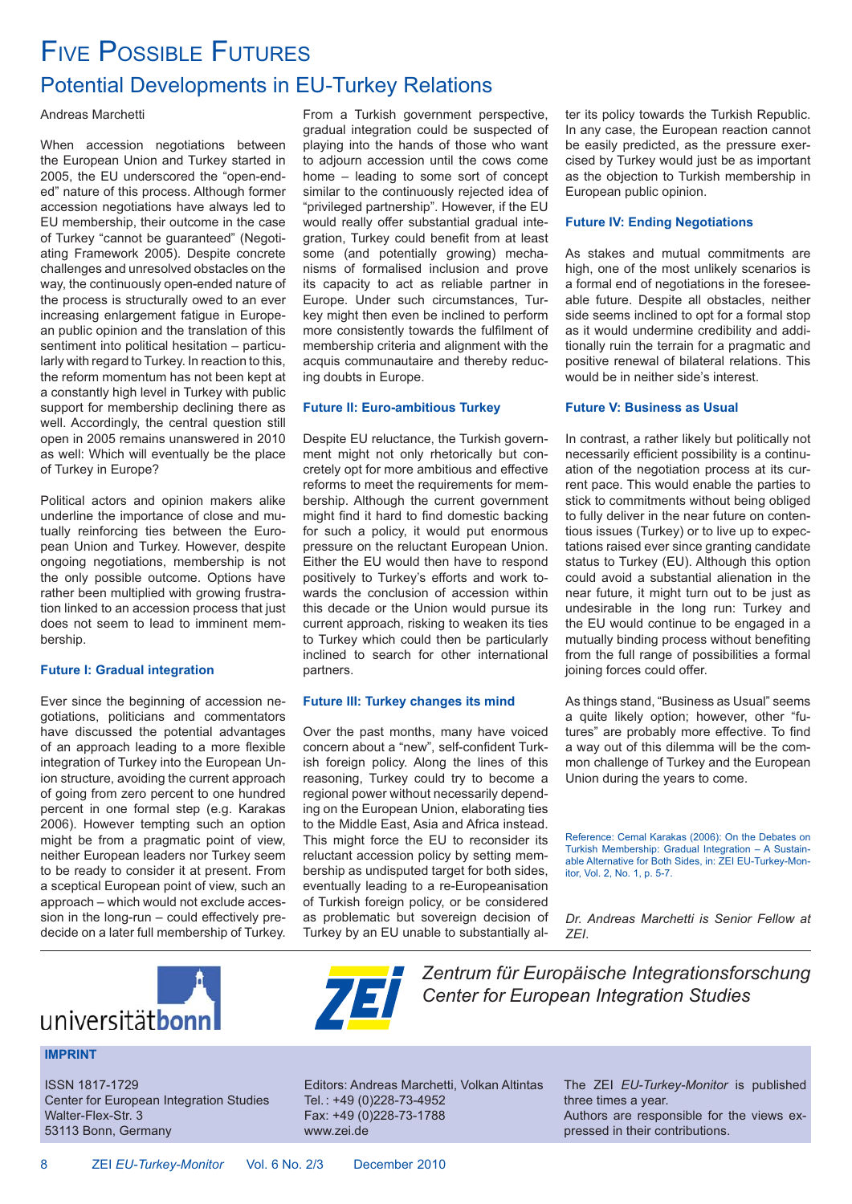# Five Possible Futures

## Potential Developments in EU-Turkey Relations

Andreas Marchetti

When accession negotiations between the European Union and Turkey started in 2005, the EU underscored the "open-ended" nature of this process. Although former accession negotiations have always led to EU membership, their outcome in the case of Turkey "cannot be guaranteed" (Negotiating Framework 2005). Despite concrete challenges and unresolved obstacles on the way, the continuously open-ended nature of the process is structurally owed to an ever increasing enlargement fatigue in European public opinion and the translation of this sentiment into political hesitation – particularly with regard to Turkey. In reaction to this, the reform momentum has not been kept at a constantly high level in Turkey with public support for membership declining there as well. Accordingly, the central question still open in 2005 remains unanswered in 2010 as well: Which will eventually be the place of Turkey in Europe?

Political actors and opinion makers alike underline the importance of close and mutually reinforcing ties between the European Union and Turkey. However, despite ongoing negotiations, membership is not the only possible outcome. Options have rather been multiplied with growing frustration linked to an accession process that just does not seem to lead to imminent membership.

### Future I: Gradual integration

Ever since the beginning of accession negotiations, politicians and commentators have discussed the potential advantages of an approach leading to a more flexible integration of Turkey into the European Union structure, avoiding the current approach of going from zero percent to one hundred percent in one formal step (e.g. Karakas 2006). However tempting such an option might be from a pragmatic point of view, neither European leaders nor Turkey seem to be ready to consider it at present. From a sceptical European point of view, such an approach – which would not exclude accession in the long-run – could effectively predecide on a later full membership of Turkey. From a Turkish government perspective, gradual integration could be suspected of playing into the hands of those who want to adjourn accession until the cows come home – leading to some sort of concept similar to the continuously rejected idea of "privileged partnership". However, if the EU would really offer substantial gradual integration, Turkey could benefit from at least some (and potentially growing) mechanisms of formalised inclusion and prove its capacity to act as reliable partner in Europe. Under such circumstances, Turkey might then even be inclined to perform more consistently towards the fulfilment of membership criteria and alignment with the acquis communautaire and thereby reducing doubts in Europe.

### Future II: Euro-ambitious Turkey

Despite EU reluctance, the Turkish government might not only rhetorically but concretely opt for more ambitious and effective reforms to meet the requirements for membership. Although the current government might find it hard to find domestic backing for such a policy, it would put enormous pressure on the reluctant European Union. Either the EU would then have to respond positively to Turkey's efforts and work towards the conclusion of accession within this decade or the Union would pursue its current approach, risking to weaken its ties to Turkey which could then be particularly inclined to search for other international partners.

### Future III: Turkey changes its mind

Over the past months, many have voiced concern about a "new", self-confident Turkish foreign policy. Along the lines of this reasoning, Turkey could try to become a regional power without necessarily depending on the European Union, elaborating ties to the Middle East, Asia and Africa instead. This might force the EU to reconsider its reluctant accession policy by setting membership as undisputed target for both sides, eventually leading to a re-Europeanisation of Turkish foreign policy, or be considered as problematic but sovereign decision of Turkey by an EU unable to substantially alter its policy towards the Turkish Republic. In any case, the European reaction cannot be easily predicted, as the pressure exercised by Turkey would just be as important as the objection to Turkish membership in European public opinion.

### Future IV: Ending Negotiations

As stakes and mutual commitments are high, one of the most unlikely scenarios is a formal end of negotiations in the foreseeable future. Despite all obstacles, neither side seems inclined to opt for a formal stop as it would undermine credibility and additionally ruin the terrain for a pragmatic and positive renewal of bilateral relations. This would be in neither side's interest.

### Future V: Business as Usual

In contrast, a rather likely but politically not necessarily efficient possibility is a continuation of the negotiation process at its current pace. This would enable the parties to stick to commitments without being obliged to fully deliver in the near future on contentious issues (Turkey) or to live up to expectations raised ever since granting candidate status to Turkey (EU). Although this option could avoid a substantial alienation in the near future, it might turn out to be just as undesirable in the long run: Turkey and the EU would continue to be engaged in a mutually binding process without benefiting from the full range of possibilities a formal joining forces could offer.

As things stand, "Business as Usual" seems a quite likely option; however, other "futures" are probably more effective. To find a way out of this dilemma will be the common challenge of Turkey and the European Union during the years to come.

Reference: Cemal Karakas (2006): On the Debates on Turkish Membership: Gradual Integration – A Sustainable Alternative for Both Sides, in: ZEI EU-Turkey-Monitor, Vol. 2, No. 1, p. 5-7.

*Dr. Andreas Marchetti is Senior Fellow at ZEI.*

universitätbonn

ZEI

*Zentrum für Europäische Integrationsforschung*
*Center for European Integration Studies*

**IMPRINT**

ISSN 1817-1729
Center for European Integration Studies
Walter-Flex-Str. 3
53113 Bonn, Germany

Editors: Andreas Marchetti, Volkan Altintas
Tel.: +49 (0)228-73-4952
Fax: +49 (0)228-73-1788
www.zei.de

The ZEI *EU-Turkey-Monitor* is published three times a year.
Authors are responsible for the views expressed in their contributions.